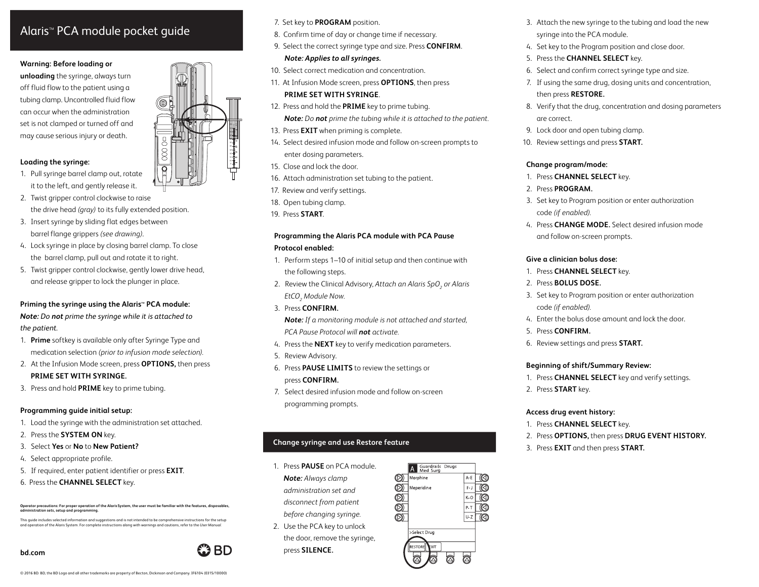# Alaris™ PCA module pocket guide

**Warning: Before loading or unloading** the syringe, always turn off fluid flow to the patient using a tubing clamp. Uncontrolled fluid flow can occur when the administration set is not clamped or turned off and may cause serious injury or death.

**Loading the syringe:**

1. Pull syringe barrel clamp out, rotate it to the left, and gently release it.
2. Twist gripper control clockwise to raise the drive head *(gray)* to its fully extended position.
3. Insert syringe by sliding flat edges between barrel flange grippers *(see drawing)*.
4. Lock syringe in place by closing barrel clamp. To close the barrel clamp, pull out and rotate it to right.
5. Twist gripper control clockwise, gently lower drive head, and release gripper to lock the plunger in place.

**Priming the syringe using the Alaris™ PCA module:**

***Note:*** *Do* ***not*** *prime the syringe while it is attached to the patient.*

1. **Prime** softkey is available only after Syringe Type and medication selection *(prior to infusion mode selection)*.
2. At the Infusion Mode screen, press **OPTIONS,** then press **PRIME SET WITH SYRINGE.**
3. Press and hold **PRIME** key to prime tubing.

**Programming guide initial setup:**

1. Load the syringe with the administration set attached.
2. Press the **SYSTEM ON** key.
3. Select **Yes** or **No** to **New Patient?**
4. Select appropriate profile.
5. If required, enter patient identifier or press **EXIT**.
6. Press the **CHANNEL SELECT** key.
7. Set key to **PROGRAM** position.
8. Confirm time of day or change time if necessary.
9. Select the correct syringe type and size. Press **CONFIRM**.
   ***Note: Applies to all syringes.***
10. Select correct medication and concentration.
11. At Infusion Mode screen, press **OPTIONS**, then press **PRIME SET WITH SYRINGE**.
12. Press and hold the **PRIME** key to prime tubing.
    ***Note:*** *Do* ***not*** *prime the tubing while it is attached to the patient.*
13. Press **EXIT** when priming is complete.
14. Select desired infusion mode and follow on-screen prompts to enter dosing parameters.
15. Close and lock the door.
16. Attach administration set tubing to the patient.
17. Review and verify settings.
18. Open tubing clamp.
19. Press **START**.

**Programming the Alaris PCA module with PCA Pause Protocol enabled:**

1. Perform steps 1–10 of initial setup and then continue with the following steps.
2. Review the Clinical Advisory, *Attach an Alaris $SpO_2$ or Alaris $EtCO_2$ Module Now.*
3. Press **CONFIRM.**
   ***Note:*** *If a monitoring module is not attached and started, PCA Pause Protocol will* ***not*** *activate.*
4. Press the **NEXT** key to verify medication parameters.
5. Review Advisory.
6. Press **PAUSE LIMITS** to review the settings or press **CONFIRM.**
7. Select desired infusion mode and follow on-screen programming prompts.

## Change syringe and use Restore feature

1. Press **PAUSE** on PCA module.
   ***Note:*** *Always clamp administration set and disconnect from patient before changing syringe.*
2. Use the PCA key to unlock the door, remove the syringe, press **SILENCE.**
3. Attach the new syringe to the tubing and load the new syringe into the PCA module.
4. Set key to the Program position and close door.
5. Press the **CHANNEL SELECT** key.
6. Select and confirm correct syringe type and size.
7. If using the same drug, dosing units and concentration, then press **RESTORE.**
8. Verify that the drug, concentration and dosing parameters are correct.
9. Lock door and open tubing clamp.
10. Review settings and press **START.**

**Change program/mode:**

1. Press **CHANNEL SELECT** key.
2. Press **PROGRAM.**
3. Set key to Program position or enter authorization code *(if enabled).*
4. Press **CHANGE MODE.** Select desired infusion mode and follow on-screen prompts.

**Give a clinician bolus dose:**

1. Press **CHANNEL SELECT** key.
2. Press **BOLUS DOSE.**
3. Set key to Program position or enter authorization code *(if enabled).*
4. Enter the bolus dose amount and lock the door.
5. Press **CONFIRM.**
6. Review settings and press **START.**

**Beginning of shift/Summary Review:**

1. Press **CHANNEL SELECT** key and verify settings.
2. Press **START** key.

**Access drug event history:**

1. Press **CHANNEL SELECT** key.
2. Press **OPTIONS,** then press **DRUG EVENT HISTORY.**
3. Press **EXIT** and then press **START.**

**Operator precautions: For proper operation of the Alaris System, the user must be familiar with the features, disposables, administration sets, setup and programming.**

This guide includes selected information and suggestions and is not intended to be comprehensive instructions for the setup and operation of the Alaris System. For complete instructions along with warnings and cautions, refer to the *User Manual.*

**bd.com**

© 2016 BD. BD, the BD Logo and all other trademarks are property of Becton, Dickinson and Company. IF6104 (0315/10000)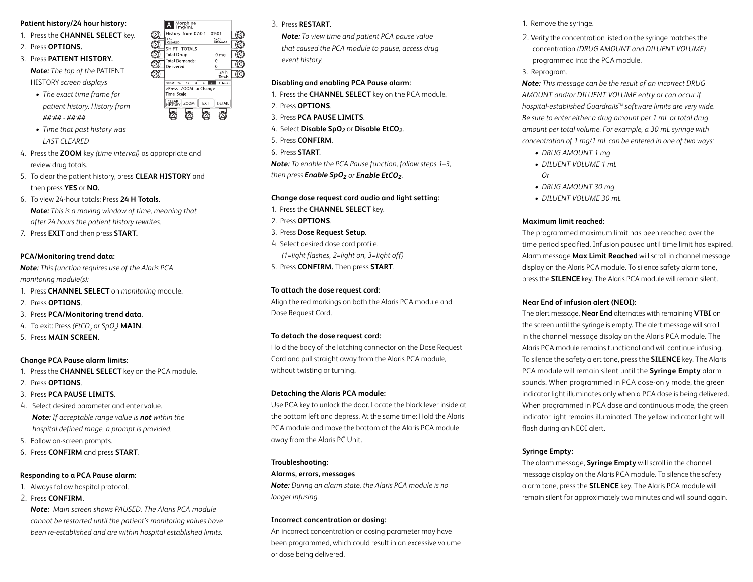**Patient history/24 hour history:**

1. Press the **CHANNEL SELECT** key.
2. Press **OPTIONS.**
3. Press **PATIENT HISTORY.**

   ***Note:*** *The top of the* PATIENT HISTORY *screen displays*

   - *The exact time frame for patient history. History from ##:## - ##:##*
   - *Time that past history was LAST CLEARED*

A Morphine 1mg/mL
History from 07:0 1 - 09:01
LAST CLEARED 09:01 2003-4-10
SHIFT TOTALS
Total Drug: 0 mg
Total Demands: 0
Delivered: 0
24 h Totals
ZOOM: 24 12 8 4 2 1 hours
>Press ZOOM to Change Time Scale
CLEAR HISTORY ZOOM EXIT DETAIL

4. Press the **ZOOM** key *(time interval)* as appropriate and review drug totals.
5. To clear the patient history, press **CLEAR HISTORY** and then press **YES** or **NO.**
6. To view 24-hour totals: Press **24 H Totals.**

   ***Note:*** *This is a moving window of time, meaning that after 24 hours the patient history rewrites.*
7. Press **EXIT** and then press **START.**

**PCA/Monitoring trend data:**

***Note:*** *This function requires use of the Alaris PCA monitoring module(s):*

1. Press **CHANNEL SELECT** on *monitoring* module.
2. Press **OPTIONS**.
3. Press **PCA/Monitoring trend data**.
4. To exit: Press *($EtCO_2$ or $SpO_2$)* **MAIN**.
5. Press **MAIN SCREEN**.

**Change PCA Pause alarm limits:**

1. Press the **CHANNEL SELECT** key on the PCA module.
2. Press **OPTIONS**.
3. Press **PCA PAUSE LIMITS**.
4. Select desired parameter and enter value.

   ***Note:*** *If acceptable range value is* ***not*** *within the hospital defined range, a prompt is provided.*
5. Follow on-screen prompts.
6. Press **CONFIRM** and press **START**.

**Responding to a PCA Pause alarm:**

1. Always follow hospital protocol.
2. Press **CONFIRM.**

   ***Note:*** *Main screen shows PAUSED. The Alaris PCA module cannot be restarted until the patient's monitoring values have been re-established and are within hospital established limits.*
3. Press **RESTART.**

   ***Note:*** *To view time and patient PCA pause value that caused the PCA module to pause, access drug event history.*

**Disabling and enabling PCA Pause alarm:**

1. Press the **CHANNEL SELECT** key on the PCA module.
2. Press **OPTIONS**.
3. Press **PCA PAUSE LIMITS**.
4. Select **Disable $SpO_2$** or **Disable $EtCO_2$**.
5. Press **CONFIRM**.
6. Press **START**.

***Note:*** *To enable the PCA Pause function, follow steps 1–3, then press* ***Enable $SpO_2$*** *or* ***Enable $EtCO_2$****.*

**Change dose request cord audio and light setting:**

1. Press the **CHANNEL SELECT** key.
2. Press **OPTIONS**.
3. Press **Dose Request Setup**.
4. Select desired dose cord profile.

   *(1=light flashes, 2=light on, 3=light off)*
5. Press **CONFIRM.** Then press **START**.

**To attach the dose request cord:**

Align the red markings on both the Alaris PCA module and Dose Request Cord.

**To detach the dose request cord:**

Hold the body of the latching connector on the Dose Request Cord and pull straight away from the Alaris PCA module, without twisting or turning.

**Detaching the Alaris PCA module:**

Use PCA key to unlock the door. Locate the black lever inside at the bottom left and depress. At the same time: Hold the Alaris PCA module and move the bottom of the Alaris PCA module away from the Alaris PC Unit.

**Troubleshooting:**

**Alarms, errors, messages**

***Note:*** *During an alarm state, the Alaris PCA module is no longer infusing.*

**Incorrect concentration or dosing:**

An incorrect concentration or dosing parameter may have been programmed, which could result in an excessive volume or dose being delivered.

1. Remove the syringe.
2. Verify the concentration listed on the syringe matches the concentration *(DRUG AMOUNT and DILUENT VOLUME)* programmed into the PCA module.
3. Reprogram.

***Note:*** *This message can be the result of an incorrect DRUG AMOUNT and/or DILUENT VOLUME entry or can occur if hospital-established Guardrails™ software limits are very wide. Be sure to enter either a drug amount per 1 mL or total drug amount per total volume. For example, a 30 mL syringe with concentration of 1 mg/1 mL can be entered in one of two ways:*

- *DRUG AMOUNT 1 mg*
- *DILUENT VOLUME 1 mL*

  *Or*
- *DRUG AMOUNT 30 mg*
- *DILUENT VOLUME 30 mL*

**Maximum limit reached:**

The programmed maximum limit has been reached over the time period specified. Infusion paused until time limit has expired. Alarm message **Max Limit Reached** will scroll in channel message display on the Alaris PCA module. To silence safety alarm tone, press the **SILENCE** key. The Alaris PCA module will remain silent.

**Near End of infusion alert (NEOI):**

The alert message, **Near End** alternates with remaining **VTBI** on the screen until the syringe is empty. The alert message will scroll in the channel message display on the Alaris PCA module. The Alaris PCA module remains functional and will continue infusing. To silence the safety alert tone, press the **SILENCE** key. The Alaris PCA module will remain silent until the **Syringe Empty** alarm sounds. When programmed in PCA dose-only mode, the green indicator light illuminates only when a PCA dose is being delivered. When programmed in PCA dose and continuous mode, the green indicator light remains illuminated. The yellow indicator light will flash during an NEOI alert.

**Syringe Empty:**

The alarm message, **Syringe Empty** will scroll in the channel message display on the Alaris PCA module. To silence the safety alarm tone, press the **SILENCE** key. The Alaris PCA module will remain silent for approximately two minutes and will sound again.